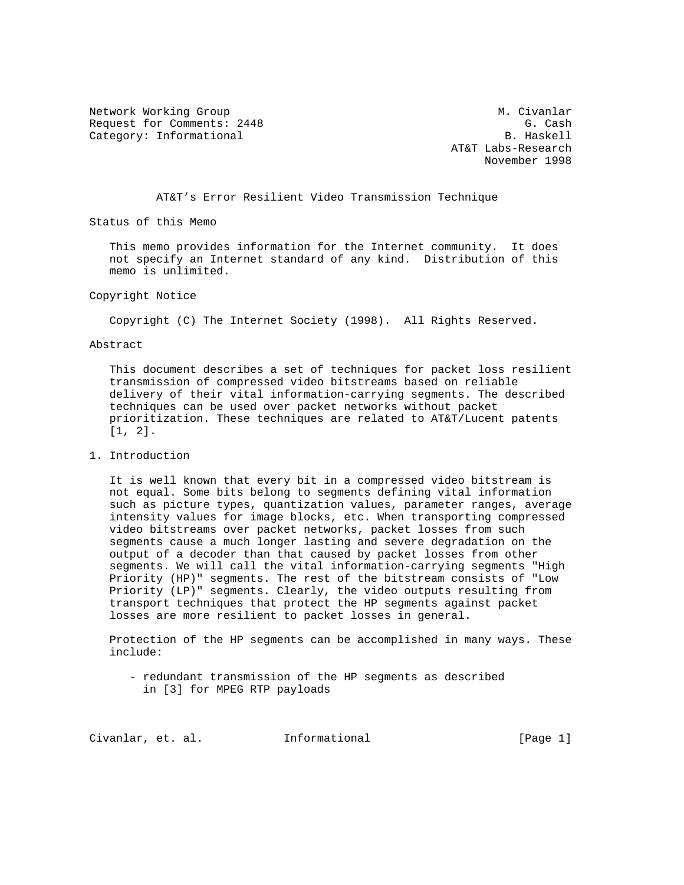Network Working Group M. Civanlar
Request for Comments: 2448 G. Cash
Category: Informational B. Haskell
AT&T Labs-Research
November 1998

# AT&T's Error Resilient Video Transmission Technique

## Status of this Memo

This memo provides information for the Internet community. It does not specify an Internet standard of any kind. Distribution of this memo is unlimited.

## Copyright Notice

Copyright (C) The Internet Society (1998). All Rights Reserved.

## Abstract

This document describes a set of techniques for packet loss resilient transmission of compressed video bitstreams based on reliable delivery of their vital information-carrying segments. The described techniques can be used over packet networks without packet prioritization. These techniques are related to AT&T/Lucent patents [1, 2].

## 1. Introduction

It is well known that every bit in a compressed video bitstream is not equal. Some bits belong to segments defining vital information such as picture types, quantization values, parameter ranges, average intensity values for image blocks, etc. When transporting compressed video bitstreams over packet networks, packet losses from such segments cause a much longer lasting and severe degradation on the output of a decoder than that caused by packet losses from other segments. We will call the vital information-carrying segments "High Priority (HP)" segments. The rest of the bitstream consists of "Low Priority (LP)" segments. Clearly, the video outputs resulting from transport techniques that protect the HP segments against packet losses are more resilient to packet losses in general.

Protection of the HP segments can be accomplished in many ways. These include:

- redundant transmission of the HP segments as described in [3] for MPEG RTP payloads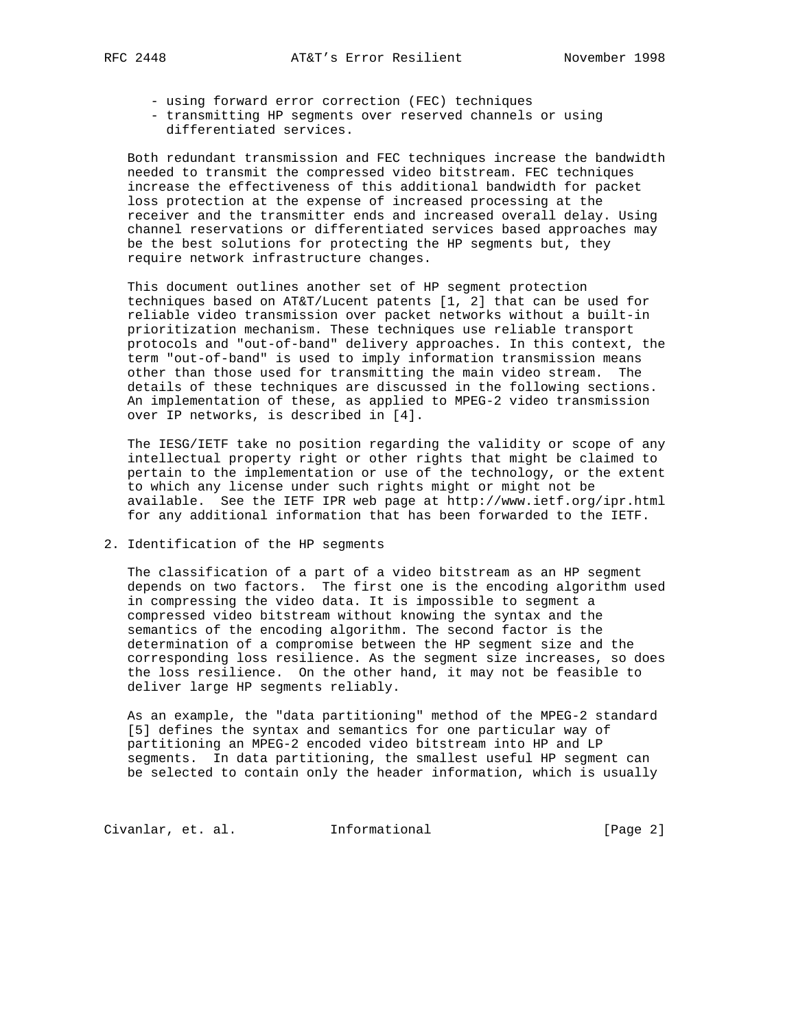- using forward error correction (FEC) techniques
- transmitting HP segments over reserved channels or using differentiated services.

Both redundant transmission and FEC techniques increase the bandwidth needed to transmit the compressed video bitstream. FEC techniques increase the effectiveness of this additional bandwidth for packet loss protection at the expense of increased processing at the receiver and the transmitter ends and increased overall delay. Using channel reservations or differentiated services based approaches may be the best solutions for protecting the HP segments but, they require network infrastructure changes.

This document outlines another set of HP segment protection techniques based on AT&T/Lucent patents [1, 2] that can be used for reliable video transmission over packet networks without a built-in prioritization mechanism. These techniques use reliable transport protocols and "out-of-band" delivery approaches. In this context, the term "out-of-band" is used to imply information transmission means other than those used for transmitting the main video stream. The details of these techniques are discussed in the following sections. An implementation of these, as applied to MPEG-2 video transmission over IP networks, is described in [4].

The IESG/IETF take no position regarding the validity or scope of any intellectual property right or other rights that might be claimed to pertain to the implementation or use of the technology, or the extent to which any license under such rights might or might not be available. See the IETF IPR web page at http://www.ietf.org/ipr.html for any additional information that has been forwarded to the IETF.

## 2. Identification of the HP segments

The classification of a part of a video bitstream as an HP segment depends on two factors. The first one is the encoding algorithm used in compressing the video data. It is impossible to segment a compressed video bitstream without knowing the syntax and the semantics of the encoding algorithm. The second factor is the determination of a compromise between the HP segment size and the corresponding loss resilience. As the segment size increases, so does the loss resilience. On the other hand, it may not be feasible to deliver large HP segments reliably.

As an example, the "data partitioning" method of the MPEG-2 standard [5] defines the syntax and semantics for one particular way of partitioning an MPEG-2 encoded video bitstream into HP and LP segments. In data partitioning, the smallest useful HP segment can be selected to contain only the header information, which is usually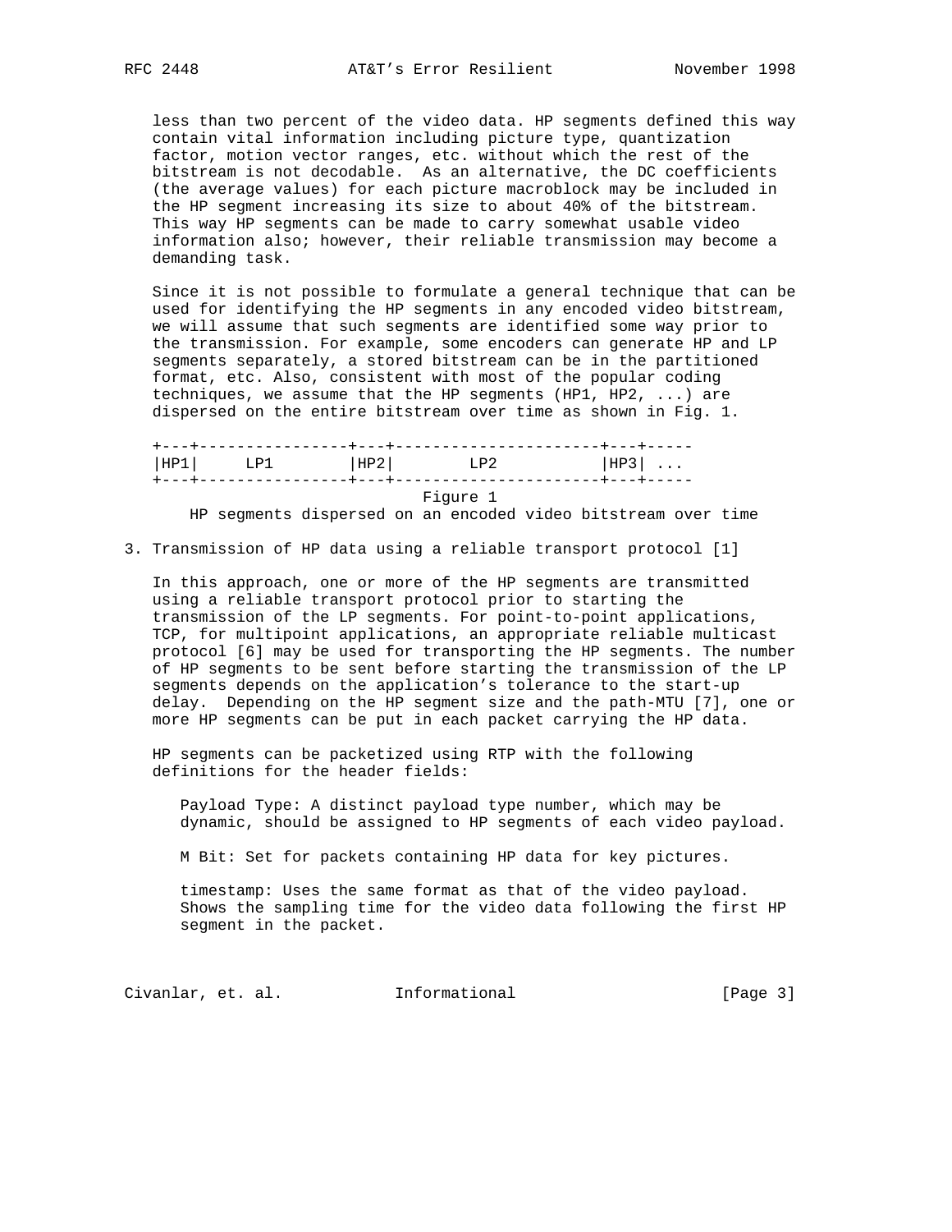less than two percent of the video data. HP segments defined this way contain vital information including picture type, quantization factor, motion vector ranges, etc. without which the rest of the bitstream is not decodable. As an alternative, the DC coefficients (the average values) for each picture macroblock may be included in the HP segment increasing its size to about 40% of the bitstream. This way HP segments can be made to carry somewhat usable video information also; however, their reliable transmission may become a demanding task.

Since it is not possible to formulate a general technique that can be used for identifying the HP segments in any encoded video bitstream, we will assume that such segments are identified some way prior to the transmission. For example, some encoders can generate HP and LP segments separately, a stored bitstream can be in the partitioned format, etc. Also, consistent with most of the popular coding techniques, we assume that the HP segments (HP1, HP2, ...) are dispersed on the entire bitstream over time as shown in Fig. 1.

```
+---+----------------+---+----------------------+---+-----
|HP1|     LP1        |HP2|        LP2           |HP3| ...
+---+----------------+---+----------------------+---+-----
```

Figure 1
HP segments dispersed on an encoded video bitstream over time

## 3. Transmission of HP data using a reliable transport protocol [1]

In this approach, one or more of the HP segments are transmitted using a reliable transport protocol prior to starting the transmission of the LP segments. For point-to-point applications, TCP, for multipoint applications, an appropriate reliable multicast protocol [6] may be used for transporting the HP segments. The number of HP segments to be sent before starting the transmission of the LP segments depends on the application's tolerance to the start-up delay. Depending on the HP segment size and the path-MTU [7], one or more HP segments can be put in each packet carrying the HP data.

HP segments can be packetized using RTP with the following definitions for the header fields:

Payload Type: A distinct payload type number, which may be dynamic, should be assigned to HP segments of each video payload.

M Bit: Set for packets containing HP data for key pictures.

timestamp: Uses the same format as that of the video payload. Shows the sampling time for the video data following the first HP segment in the packet.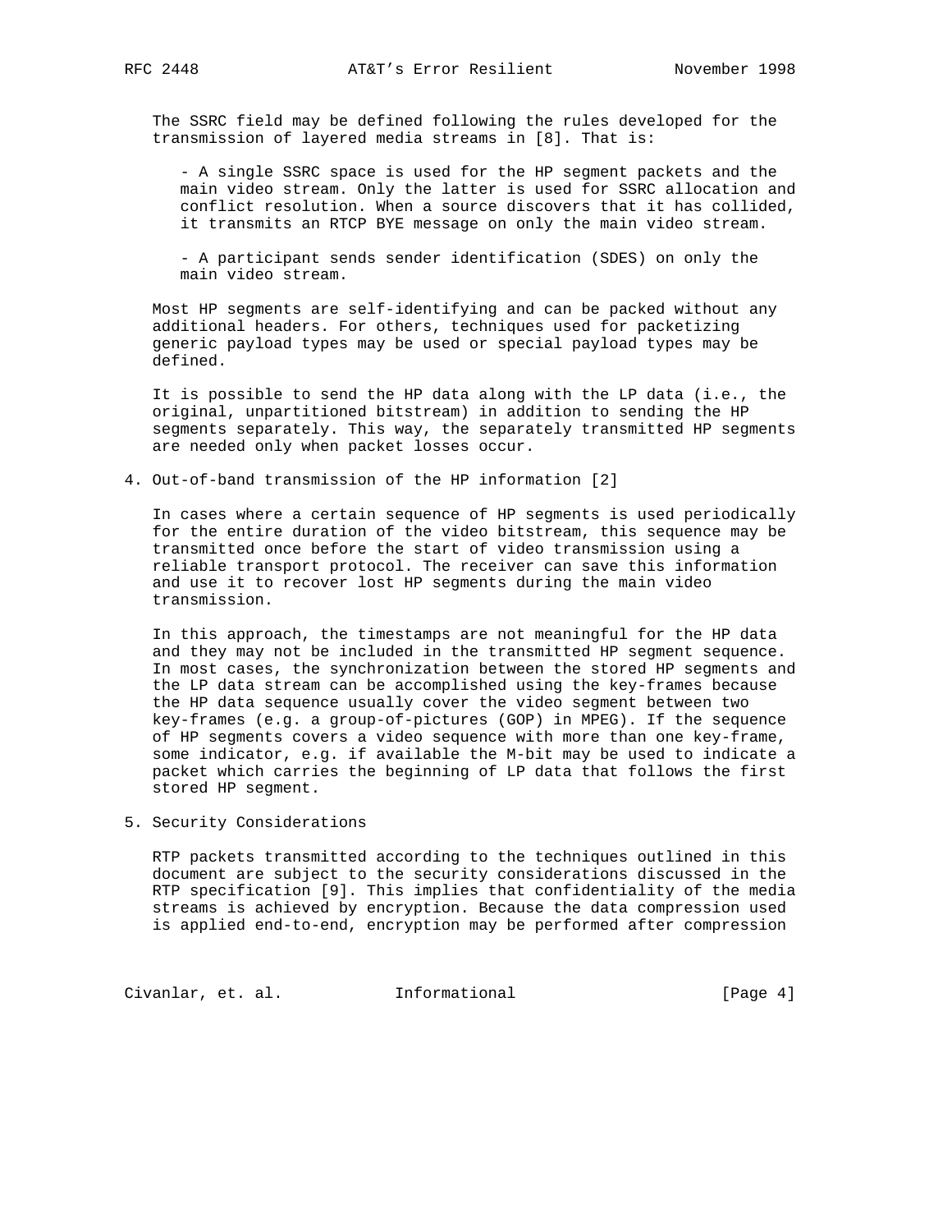The SSRC field may be defined following the rules developed for the transmission of layered media streams in [8]. That is:

- A single SSRC space is used for the HP segment packets and the main video stream. Only the latter is used for SSRC allocation and conflict resolution. When a source discovers that it has collided, it transmits an RTCP BYE message on only the main video stream.

- A participant sends sender identification (SDES) on only the main video stream.

Most HP segments are self-identifying and can be packed without any additional headers. For others, techniques used for packetizing generic payload types may be used or special payload types may be defined.

It is possible to send the HP data along with the LP data (i.e., the original, unpartitioned bitstream) in addition to sending the HP segments separately. This way, the separately transmitted HP segments are needed only when packet losses occur.

## 4. Out-of-band transmission of the HP information [2]

In cases where a certain sequence of HP segments is used periodically for the entire duration of the video bitstream, this sequence may be transmitted once before the start of video transmission using a reliable transport protocol. The receiver can save this information and use it to recover lost HP segments during the main video transmission.

In this approach, the timestamps are not meaningful for the HP data and they may not be included in the transmitted HP segment sequence. In most cases, the synchronization between the stored HP segments and the LP data stream can be accomplished using the key-frames because the HP data sequence usually cover the video segment between two key-frames (e.g. a group-of-pictures (GOP) in MPEG). If the sequence of HP segments covers a video sequence with more than one key-frame, some indicator, e.g. if available the M-bit may be used to indicate a packet which carries the beginning of LP data that follows the first stored HP segment.

## 5. Security Considerations

RTP packets transmitted according to the techniques outlined in this document are subject to the security considerations discussed in the RTP specification [9]. This implies that confidentiality of the media streams is achieved by encryption. Because the data compression used is applied end-to-end, encryption may be performed after compression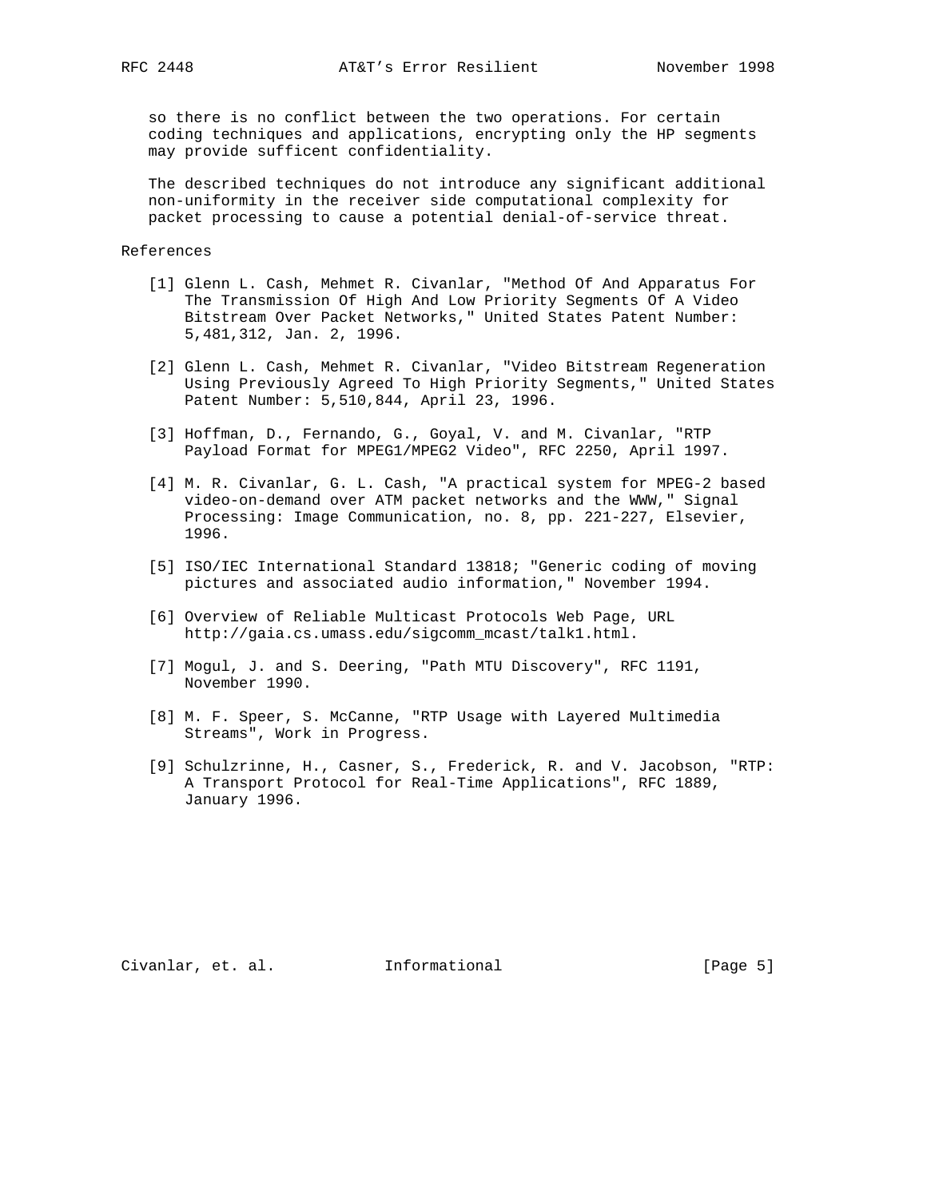so there is no conflict between the two operations. For certain coding techniques and applications, encrypting only the HP segments may provide sufficent confidentiality.

The described techniques do not introduce any significant additional non-uniformity in the receiver side computational complexity for packet processing to cause a potential denial-of-service threat.

## References

[1] Glenn L. Cash, Mehmet R. Civanlar, "Method Of And Apparatus For The Transmission Of High And Low Priority Segments Of A Video Bitstream Over Packet Networks," United States Patent Number: 5,481,312, Jan. 2, 1996.

[2] Glenn L. Cash, Mehmet R. Civanlar, "Video Bitstream Regeneration Using Previously Agreed To High Priority Segments," United States Patent Number: 5,510,844, April 23, 1996.

[3] Hoffman, D., Fernando, G., Goyal, V. and M. Civanlar, "RTP Payload Format for MPEG1/MPEG2 Video", RFC 2250, April 1997.

[4] M. R. Civanlar, G. L. Cash, "A practical system for MPEG-2 based video-on-demand over ATM packet networks and the WWW," Signal Processing: Image Communication, no. 8, pp. 221-227, Elsevier, 1996.

[5] ISO/IEC International Standard 13818; "Generic coding of moving pictures and associated audio information," November 1994.

[6] Overview of Reliable Multicast Protocols Web Page, URL http://gaia.cs.umass.edu/sigcomm_mcast/talk1.html.

[7] Mogul, J. and S. Deering, "Path MTU Discovery", RFC 1191, November 1990.

[8] M. F. Speer, S. McCanne, "RTP Usage with Layered Multimedia Streams", Work in Progress.

[9] Schulzrinne, H., Casner, S., Frederick, R. and V. Jacobson, "RTP: A Transport Protocol for Real-Time Applications", RFC 1889, January 1996.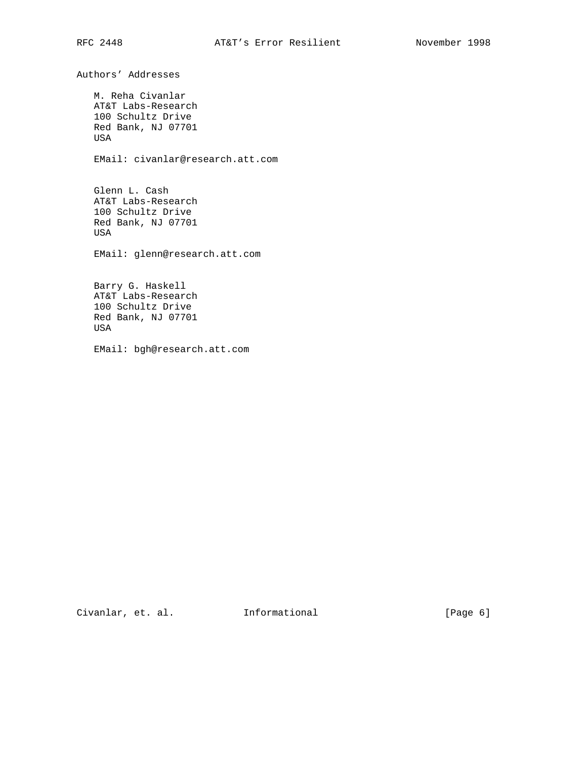## Authors' Addresses

M. Reha Civanlar
AT&T Labs-Research
100 Schultz Drive
Red Bank, NJ 07701
USA

EMail: civanlar@research.att.com

Glenn L. Cash
AT&T Labs-Research
100 Schultz Drive
Red Bank, NJ 07701
USA

EMail: glenn@research.att.com

Barry G. Haskell
AT&T Labs-Research
100 Schultz Drive
Red Bank, NJ 07701
USA

EMail: bgh@research.att.com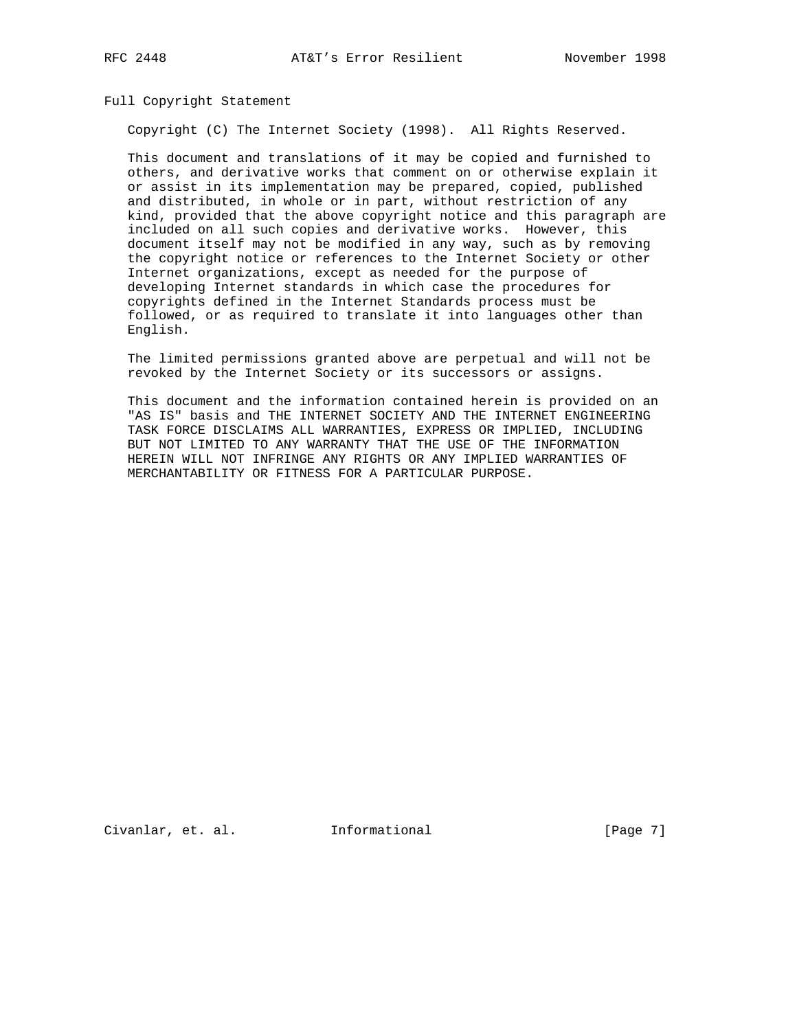## Full Copyright Statement

Copyright (C) The Internet Society (1998). All Rights Reserved.

This document and translations of it may be copied and furnished to others, and derivative works that comment on or otherwise explain it or assist in its implementation may be prepared, copied, published and distributed, in whole or in part, without restriction of any kind, provided that the above copyright notice and this paragraph are included on all such copies and derivative works. However, this document itself may not be modified in any way, such as by removing the copyright notice or references to the Internet Society or other Internet organizations, except as needed for the purpose of developing Internet standards in which case the procedures for copyrights defined in the Internet Standards process must be followed, or as required to translate it into languages other than English.

The limited permissions granted above are perpetual and will not be revoked by the Internet Society or its successors or assigns.

This document and the information contained herein is provided on an "AS IS" basis and THE INTERNET SOCIETY AND THE INTERNET ENGINEERING TASK FORCE DISCLAIMS ALL WARRANTIES, EXPRESS OR IMPLIED, INCLUDING BUT NOT LIMITED TO ANY WARRANTY THAT THE USE OF THE INFORMATION HEREIN WILL NOT INFRINGE ANY RIGHTS OR ANY IMPLIED WARRANTIES OF MERCHANTABILITY OR FITNESS FOR A PARTICULAR PURPOSE.